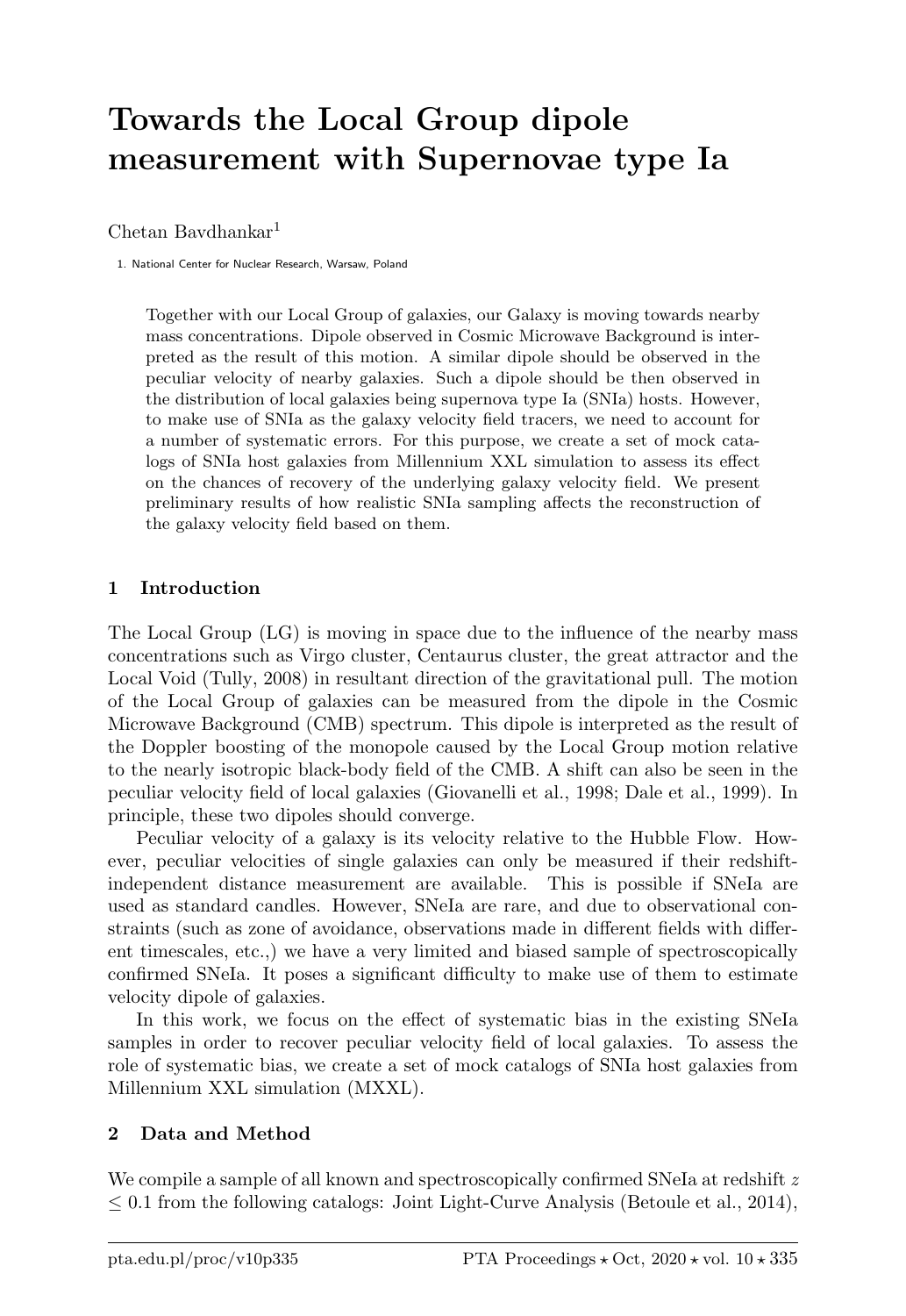# Towards the Local Group dipole measurement with Supernovae type Ia

Chetan Bavdhankar[1]

1. National Center for Nuclear Research, Warsaw, Poland

Together with our Local Group of galaxies, our Galaxy is moving towards nearby mass concentrations. Dipole observed in Cosmic Microwave Background is interpreted as the result of this motion. A similar dipole should be observed in the peculiar velocity of nearby galaxies. Such a dipole should be then observed in the distribution of local galaxies being supernova type Ia (SNIa) hosts. However, to make use of SNIa as the galaxy velocity field tracers, we need to account for a number of systematic errors. For this purpose, we create a set of mock catalogs of SNIa host galaxies from Millennium XXL simulation to assess its effect on the chances of recovery of the underlying galaxy velocity field. We present preliminary results of how realistic SNIa sampling affects the reconstruction of the galaxy velocity field based on them.

## 1 Introduction

The Local Group (LG) is moving in space due to the influence of the nearby mass concentrations such as Virgo cluster, Centaurus cluster, the great attractor and the Local Void (Tully, 2008) in resultant direction of the gravitational pull. The motion of the Local Group of galaxies can be measured from the dipole in the Cosmic Microwave Background (CMB) spectrum. This dipole is interpreted as the result of the Doppler boosting of the monopole caused by the Local Group motion relative to the nearly isotropic black-body field of the CMB. A shift can also be seen in the peculiar velocity field of local galaxies (Giovanelli et al., 1998; Dale et al., 1999). In principle, these two dipoles should converge.

Peculiar velocity of a galaxy is its velocity relative to the Hubble Flow. However, peculiar velocities of single galaxies can only be measured if their redshift-independent distance measurement are available. This is possible if SNeIa are used as standard candles. However, SNeIa are rare, and due to observational constraints (such as zone of avoidance, observations made in different fields with different timescales, etc.,) we have a very limited and biased sample of spectroscopically confirmed SNeIa. It poses a significant difficulty to make use of them to estimate velocity dipole of galaxies.

In this work, we focus on the effect of systematic bias in the existing SNeIa samples in order to recover peculiar velocity field of local galaxies. To assess the role of systematic bias, we create a set of mock catalogs of SNIa host galaxies from Millennium XXL simulation (MXXL).

## 2 Data and Method

We compile a sample of all known and spectroscopically confirmed SNeIa at redshift $z \leq 0.1$ from the following catalogs: Joint Light-Curve Analysis (Betoule et al., 2014),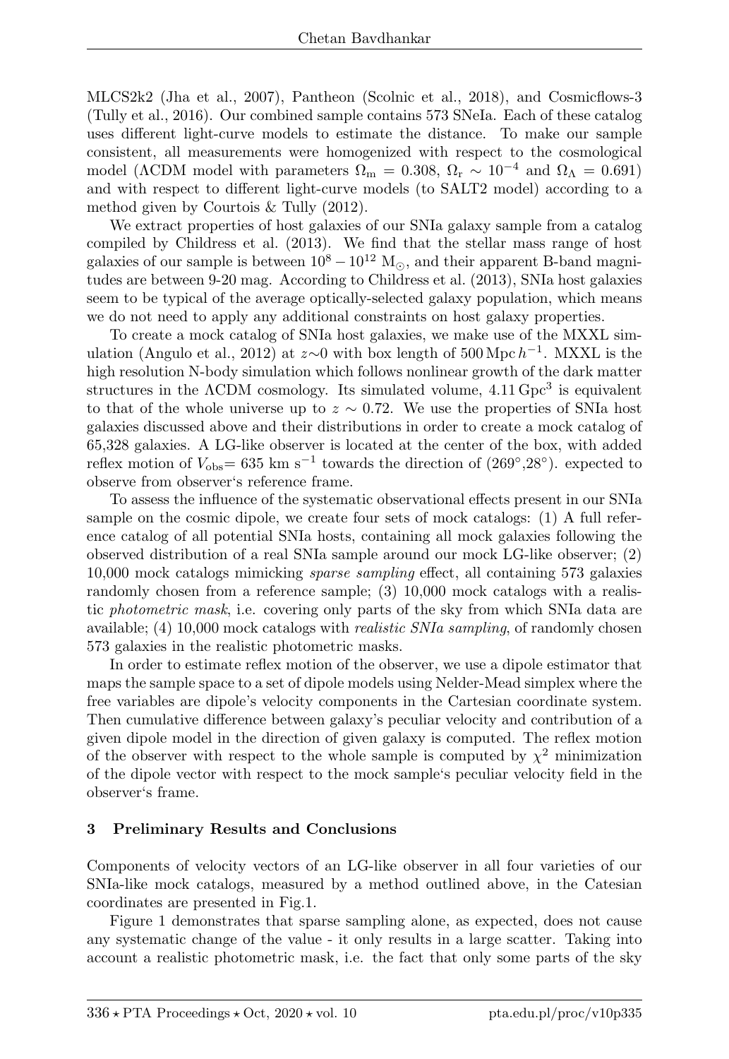MLCS2k2 (Jha et al., 2007), Pantheon (Scolnic et al., 2018), and Cosmicflows-3 (Tully et al., 2016). Our combined sample contains 573 SNeIa. Each of these catalog uses different light-curve models to estimate the distance. To make our sample consistent, all measurements were homogenized with respect to the cosmological model (ΛCDM model with parameters $\Omega_\mathrm{m} = 0.308$, $\Omega_\mathrm{r} \sim 10^{-4}$ and $\Omega_\Lambda = 0.691$) and with respect to different light-curve models (to SALT2 model) according to a method given by Courtois & Tully (2012).

We extract properties of host galaxies of our SNIa galaxy sample from a catalog compiled by Childress et al. (2013). We find that the stellar mass range of host galaxies of our sample is between $10^8 - 10^{12}$ $\mathrm{M}_\odot$, and their apparent B-band magnitudes are between 9-20 mag. According to Childress et al. (2013), SNIa host galaxies seem to be typical of the average optically-selected galaxy population, which means we do not need to apply any additional constraints on host galaxy properties.

To create a mock catalog of SNIa host galaxies, we make use of the MXXL simulation (Angulo et al., 2012) at $z{\sim}0$ with box length of $500\,\mathrm{Mpc}\,h^{-1}$. MXXL is the high resolution N-body simulation which follows nonlinear growth of the dark matter structures in the ΛCDM cosmology. Its simulated volume, $4.11\,\mathrm{Gpc}^3$ is equivalent to that of the whole universe up to $z \sim 0.72$. We use the properties of SNIa host galaxies discussed above and their distributions in order to create a mock catalog of 65,328 galaxies. A LG-like observer is located at the center of the box, with added reflex motion of $V_\mathrm{obs}$= 635 km s$^{-1}$ towards the direction of (269°,28°). expected to observe from observer's reference frame.

To assess the influence of the systematic observational effects present in our SNIa sample on the cosmic dipole, we create four sets of mock catalogs: (1) A full reference catalog of all potential SNIa hosts, containing all mock galaxies following the observed distribution of a real SNIa sample around our mock LG-like observer; (2) 10,000 mock catalogs mimicking *sparse sampling* effect, all containing 573 galaxies randomly chosen from a reference sample; (3) 10,000 mock catalogs with a realistic *photometric mask*, i.e. covering only parts of the sky from which SNIa data are available; (4) 10,000 mock catalogs with *realistic SNIa sampling*, of randomly chosen 573 galaxies in the realistic photometric masks.

In order to estimate reflex motion of the observer, we use a dipole estimator that maps the sample space to a set of dipole models using Nelder-Mead simplex where the free variables are dipole's velocity components in the Cartesian coordinate system. Then cumulative difference between galaxy's peculiar velocity and contribution of a given dipole model in the direction of given galaxy is computed. The reflex motion of the observer with respect to the whole sample is computed by $\chi^2$ minimization of the dipole vector with respect to the mock sample's peculiar velocity field in the observer's frame.

## 3 Preliminary Results and Conclusions

Components of velocity vectors of an LG-like observer in all four varieties of our SNIa-like mock catalogs, measured by a method outlined above, in the Catesian coordinates are presented in Fig.1.

Figure 1 demonstrates that sparse sampling alone, as expected, does not cause any systematic change of the value - it only results in a large scatter. Taking into account a realistic photometric mask, i.e. the fact that only some parts of the sky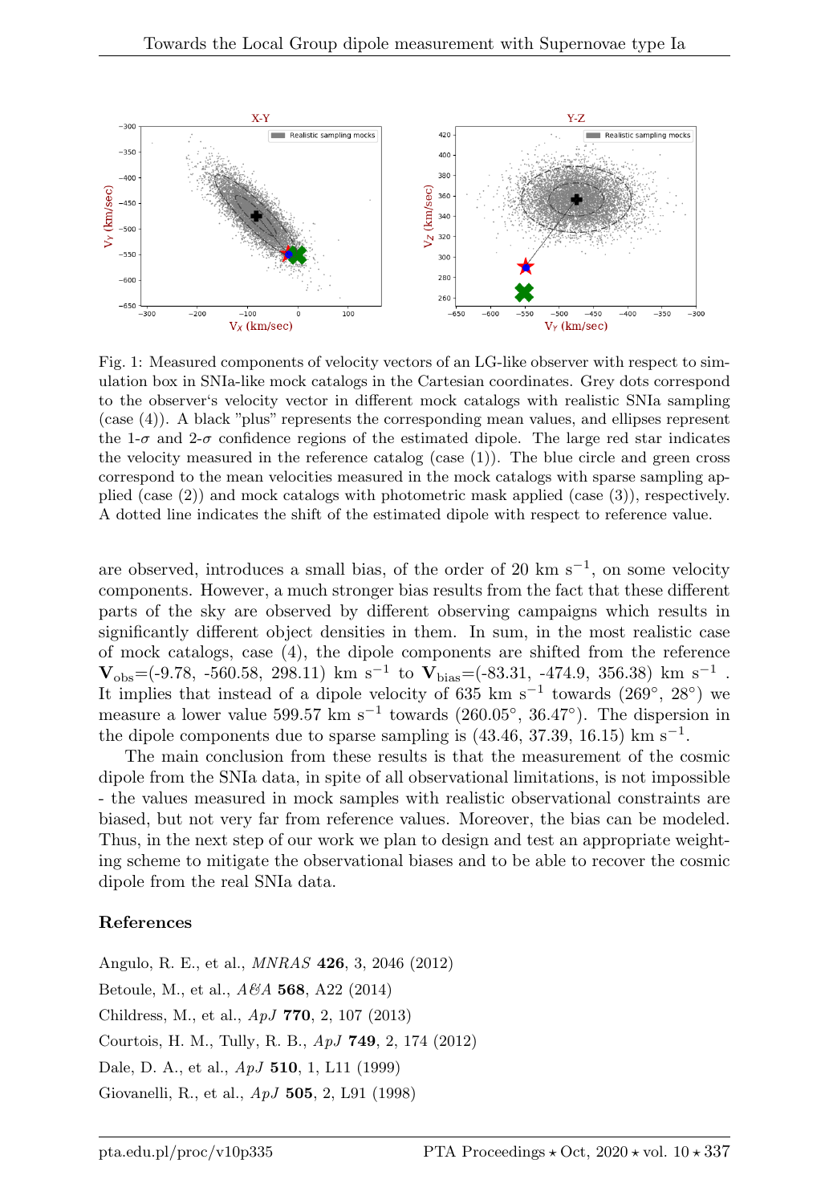Fig. 1: Measured components of velocity vectors of an LG-like observer with respect to simulation box in SNIa-like mock catalogs in the Cartesian coordinates. Grey dots correspond to the observer's velocity vector in different mock catalogs with realistic SNIa sampling (case (4)). A black "plus" represents the corresponding mean values, and ellipses represent the 1-$\sigma$ and 2-$\sigma$ confidence regions of the estimated dipole. The large red star indicates the velocity measured in the reference catalog (case (1)). The blue circle and green cross correspond to the mean velocities measured in the mock catalogs with sparse sampling applied (case (2)) and mock catalogs with photometric mask applied (case (3)), respectively. A dotted line indicates the shift of the estimated dipole with respect to reference value.

are observed, introduces a small bias, of the order of 20 km s$^{-1}$, on some velocity components. However, a much stronger bias results from the fact that these different parts of the sky are observed by different observing campaigns which results in significantly different object densities in them. In sum, in the most realistic case of mock catalogs, case (4), the dipole components are shifted from the reference $\mathbf{V}_{\rm obs}$=(-9.78, -560.58, 298.11) km s$^{-1}$ to $\mathbf{V}_{\rm bias}$=(-83.31, -474.9, 356.38) km s$^{-1}$ . It implies that instead of a dipole velocity of 635 km s$^{-1}$ towards (269°, 28°) we measure a lower value 599.57 km s$^{-1}$ towards (260.05°, 36.47°). The dispersion in the dipole components due to sparse sampling is (43.46, 37.39, 16.15) km s$^{-1}$.

The main conclusion from these results is that the measurement of the cosmic dipole from the SNIa data, in spite of all observational limitations, is not impossible - the values measured in mock samples with realistic observational constraints are biased, but not very far from reference values. Moreover, the bias can be modeled. Thus, in the next step of our work we plan to design and test an appropriate weighting scheme to mitigate the observational biases and to be able to recover the cosmic dipole from the real SNIa data.

## References

Angulo, R. E., et al., *MNRAS* **426**, 3, 2046 (2012)

Betoule, M., et al., *A&A* **568**, A22 (2014)

Childress, M., et al., *ApJ* **770**, 2, 107 (2013)

Courtois, H. M., Tully, R. B., *ApJ* **749**, 2, 174 (2012)

Dale, D. A., et al., *ApJ* **510**, 1, L11 (1999)

Giovanelli, R., et al., *ApJ* **505**, 2, L91 (1998)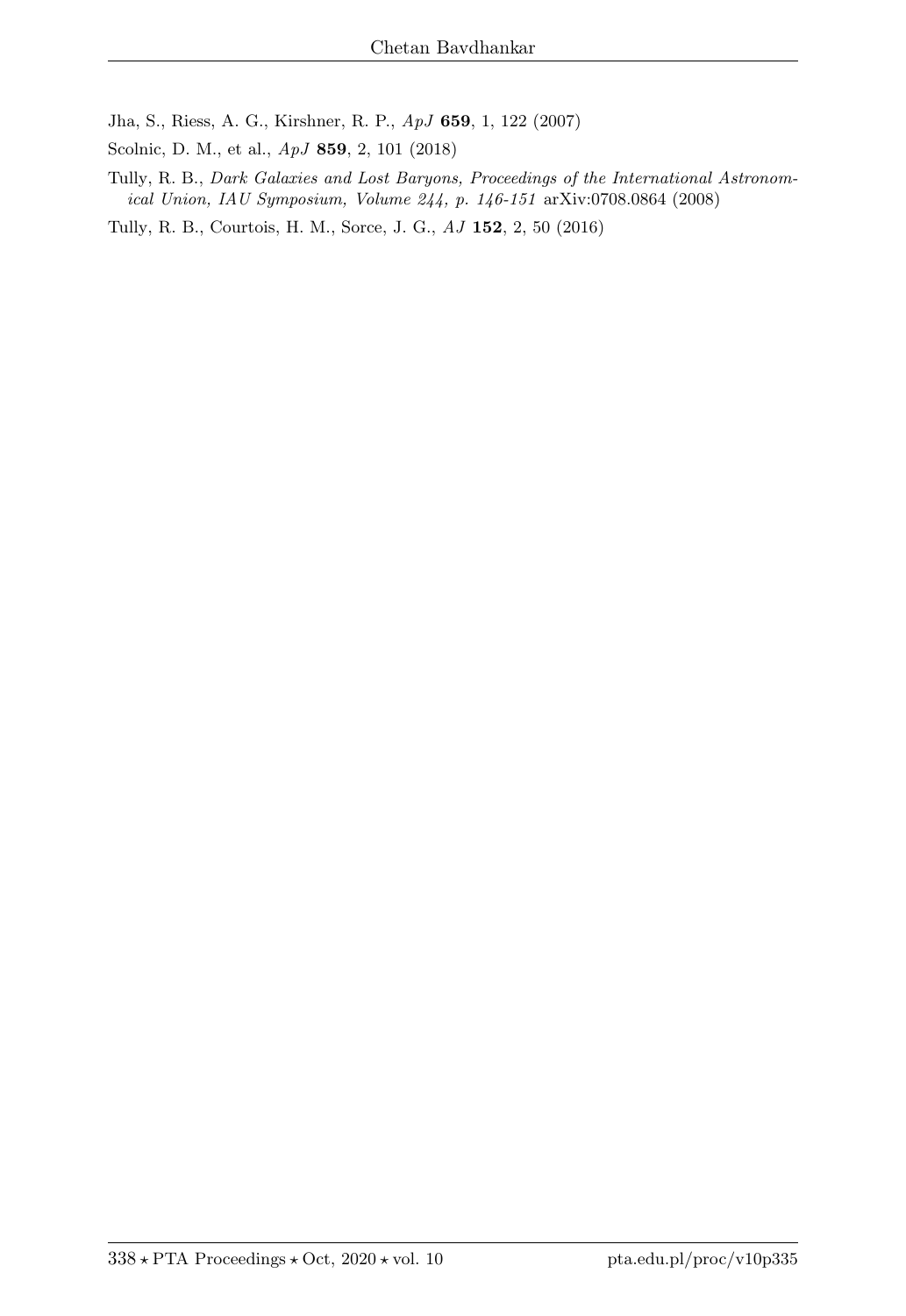Jha, S., Riess, A. G., Kirshner, R. P., *ApJ* **659**, 1, 122 (2007)

Scolnic, D. M., et al., *ApJ* **859**, 2, 101 (2018)

Tully, R. B., *Dark Galaxies and Lost Baryons, Proceedings of the International Astronomical Union, IAU Symposium, Volume 244, p. 146-151* arXiv:0708.0864 (2008)

Tully, R. B., Courtois, H. M., Sorce, J. G., *AJ* **152**, 2, 50 (2016)